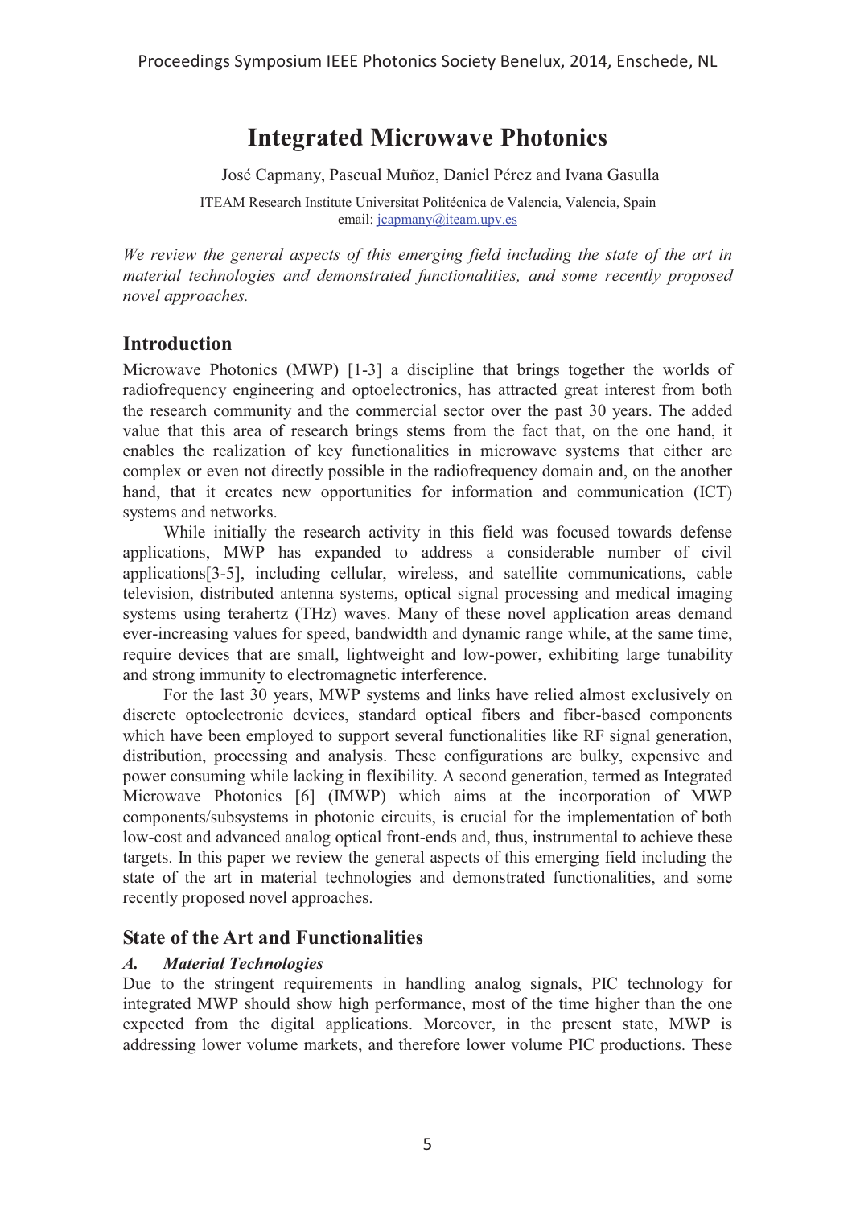# Integrated Microwave Photonics

José Capmany, Pascual Muñoz, Daniel Pérez and Ivana Gasulla

ITEAM Research Institute Universitat Politécnica de Valencia, Valencia, Spain
email: jcapmany@iteam.upv.es

*We review the general aspects of this emerging field including the state of the art in material technologies and demonstrated functionalities, and some recently proposed novel approaches.*

## Introduction

Microwave Photonics (MWP) [1-3] a discipline that brings together the worlds of radiofrequency engineering and optoelectronics, has attracted great interest from both the research community and the commercial sector over the past 30 years. The added value that this area of research brings stems from the fact that, on the one hand, it enables the realization of key functionalities in microwave systems that either are complex or even not directly possible in the radiofrequency domain and, on the another hand, that it creates new opportunities for information and communication (ICT) systems and networks.

While initially the research activity in this field was focused towards defense applications, MWP has expanded to address a considerable number of civil applications[3-5], including cellular, wireless, and satellite communications, cable television, distributed antenna systems, optical signal processing and medical imaging systems using terahertz (THz) waves. Many of these novel application areas demand ever-increasing values for speed, bandwidth and dynamic range while, at the same time, require devices that are small, lightweight and low-power, exhibiting large tunability and strong immunity to electromagnetic interference.

For the last 30 years, MWP systems and links have relied almost exclusively on discrete optoelectronic devices, standard optical fibers and fiber-based components which have been employed to support several functionalities like RF signal generation, distribution, processing and analysis. These configurations are bulky, expensive and power consuming while lacking in flexibility. A second generation, termed as Integrated Microwave Photonics [6] (IMWP) which aims at the incorporation of MWP components/subsystems in photonic circuits, is crucial for the implementation of both low-cost and advanced analog optical front-ends and, thus, instrumental to achieve these targets. In this paper we review the general aspects of this emerging field including the state of the art in material technologies and demonstrated functionalities, and some recently proposed novel approaches.

## State of the Art and Functionalities

### *A. Material Technologies*

Due to the stringent requirements in handling analog signals, PIC technology for integrated MWP should show high performance, most of the time higher than the one expected from the digital applications. Moreover, in the present state, MWP is addressing lower volume markets, and therefore lower volume PIC productions. These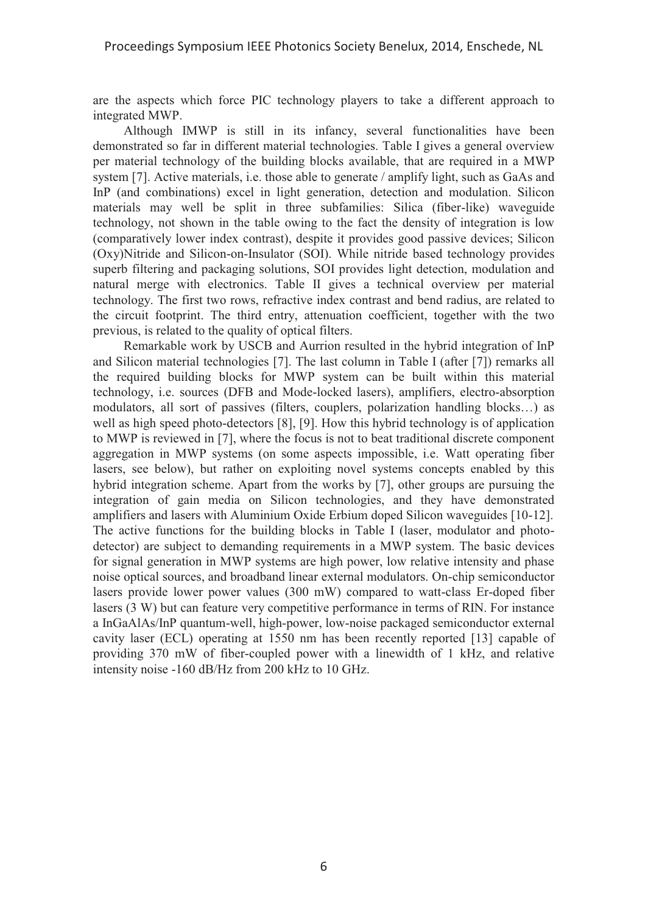are the aspects which force PIC technology players to take a different approach to integrated MWP.

Although IMWP is still in its infancy, several functionalities have been demonstrated so far in different material technologies. Table I gives a general overview per material technology of the building blocks available, that are required in a MWP system [7]. Active materials, i.e. those able to generate / amplify light, such as GaAs and InP (and combinations) excel in light generation, detection and modulation. Silicon materials may well be split in three subfamilies: Silica (fiber-like) waveguide technology, not shown in the table owing to the fact the density of integration is low (comparatively lower index contrast), despite it provides good passive devices; Silicon (Oxy)Nitride and Silicon-on-Insulator (SOI). While nitride based technology provides superb filtering and packaging solutions, SOI provides light detection, modulation and natural merge with electronics. Table II gives a technical overview per material technology. The first two rows, refractive index contrast and bend radius, are related to the circuit footprint. The third entry, attenuation coefficient, together with the two previous, is related to the quality of optical filters.

Remarkable work by USCB and Aurrion resulted in the hybrid integration of InP and Silicon material technologies [7]. The last column in Table I (after [7]) remarks all the required building blocks for MWP system can be built within this material technology, i.e. sources (DFB and Mode-locked lasers), amplifiers, electro-absorption modulators, all sort of passives (filters, couplers, polarization handling blocks…) as well as high speed photo-detectors [8], [9]. How this hybrid technology is of application to MWP is reviewed in [7], where the focus is not to beat traditional discrete component aggregation in MWP systems (on some aspects impossible, i.e. Watt operating fiber lasers, see below), but rather on exploiting novel systems concepts enabled by this hybrid integration scheme. Apart from the works by [7], other groups are pursuing the integration of gain media on Silicon technologies, and they have demonstrated amplifiers and lasers with Aluminium Oxide Erbium doped Silicon waveguides [10-12]. The active functions for the building blocks in Table I (laser, modulator and photo-detector) are subject to demanding requirements in a MWP system. The basic devices for signal generation in MWP systems are high power, low relative intensity and phase noise optical sources, and broadband linear external modulators. On-chip semiconductor lasers provide lower power values (300 mW) compared to watt-class Er-doped fiber lasers (3 W) but can feature very competitive performance in terms of RIN. For instance a InGaAlAs/InP quantum-well, high-power, low-noise packaged semiconductor external cavity laser (ECL) operating at 1550 nm has been recently reported [13] capable of providing 370 mW of fiber-coupled power with a linewidth of 1 kHz, and relative intensity noise -160 dB/Hz from 200 kHz to 10 GHz.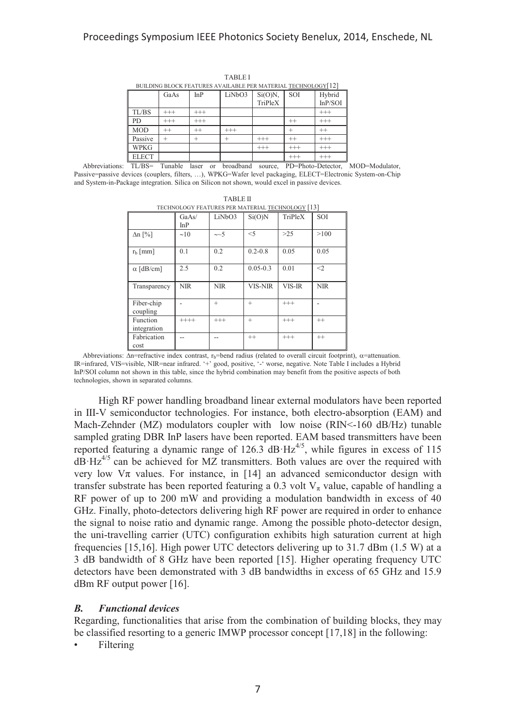TABLE I

BUILDING BLOCK FEATURES AVAILABLE PER MATERIAL TECHNOLOGY[12]

| | GaAs | InP | LiNbO3 | Si(O)N, TriPleX | SOI | Hybrid InP/SOI |
|---|---|---|---|---|---|---|
| TL/BS | +++ | +++ | | | | +++ |
| PD | +++ | +++ | | | ++ | +++ |
| MOD | ++ | ++ | +++ | | + | ++ |
| Passive | + | + | + | +++ | ++ | +++ |
| WPKG | | | | +++ | +++ | +++ |
| ELECT | | | | | +++ | +++ |

Abbreviations: TL/BS= Tunable laser or broadband source, PD=Photo-Detector, MOD=Modulator, Passive=passive devices (couplers, filters, …), WPKG=Wafer level packaging, ELECT=Electronic System-on-Chip and System-in-Package integration. Silica on Silicon not shown, would excel in passive devices.

TABLE II

TECHNOLOGY FEATURES PER MATERIAL TECHNOLOGY [13]

| | GaAs/ InP | LiNbO3 | Si(O)N | TriPleX | SOI |
|---|---|---|---|---|---|
| $\Delta n$ [%] | ~10 | ~~5 | <5 | >25 | >100 |
| $r_b$ [mm] | 0.1 | 0.2 | 0.2-0.8 | 0.05 | 0.05 |
| $\alpha$ [dB/cm] | 2.5 | 0.2 | 0.05-0.3 | 0.01 | <2 |
| Transparency | NIR | NIR | VIS-NIR | VIS-IR | NIR |
| Fiber-chip coupling | - | + | + | +++ | - |
| Function integration | ++++ | +++ | + | +++ | ++ |
| Fabrication cost | -- | -- | ++ | +++ | ++ |

Abbreviations: $\Delta n$=refractive index contrast, $r_b$=bend radius (related to overall circuit footprint), $\alpha$=attenuation. IR=infrared, VIS=visible, NIR=near infrared. '+' good, positive, '-' worse, negative. Note Table I includes a Hybrid InP/SOI column not shown in this table, since the hybrid combination may benefit from the positive aspects of both technologies, shown in separated columns.

High RF power handling broadband linear external modulators have been reported in III-V semiconductor technologies. For instance, both electro-absorption (EAM) and Mach-Zehnder (MZ) modulators coupler with low noise (RIN<-160 dB/Hz) tunable sampled grating DBR InP lasers have been reported. EAM based transmitters have been reported featuring a dynamic range of 126.3 dB$\cdot$Hz$^{4/5}$, while figures in excess of 115 dB$\cdot$Hz$^{4/5}$ can be achieved for MZ transmitters. Both values are over the required with very low $V\pi$ values. For instance, in [14] an advanced semiconductor design with transfer substrate has been reported featuring a 0.3 volt $V_\pi$ value, capable of handling a RF power of up to 200 mW and providing a modulation bandwidth in excess of 40 GHz. Finally, photo-detectors delivering high RF power are required in order to enhance the signal to noise ratio and dynamic range. Among the possible photo-detector design, the uni-travelling carrier (UTC) configuration exhibits high saturation current at high frequencies [15,16]. High power UTC detectors delivering up to 31.7 dBm (1.5 W) at a 3 dB bandwidth of 8 GHz have been reported [15]. Higher operating frequency UTC detectors have been demonstrated with 3 dB bandwidths in excess of 65 GHz and 15.9 dBm RF output power [16].

### *B. Functional devices*

Regarding, functionalities that arise from the combination of building blocks, they may be classified resorting to a generic IMWP processor concept [17,18] in the following:

- Filtering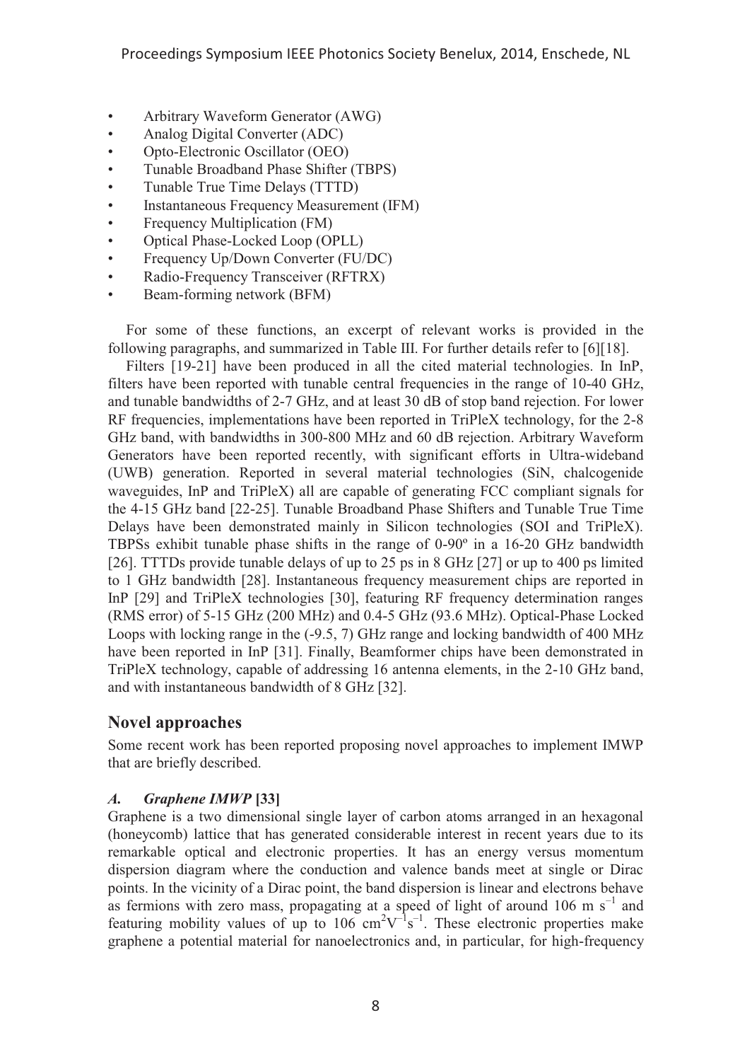- Arbitrary Waveform Generator (AWG)
- Analog Digital Converter (ADC)
- Opto-Electronic Oscillator (OEO)
- Tunable Broadband Phase Shifter (TBPS)
- Tunable True Time Delays (TTTD)
- Instantaneous Frequency Measurement (IFM)
- Frequency Multiplication (FM)
- Optical Phase-Locked Loop (OPLL)
- Frequency Up/Down Converter (FU/DC)
- Radio-Frequency Transceiver (RFTRX)
- Beam-forming network (BFM)

For some of these functions, an excerpt of relevant works is provided in the following paragraphs, and summarized in Table III. For further details refer to [6][18].

Filters [19-21] have been produced in all the cited material technologies. In InP, filters have been reported with tunable central frequencies in the range of 10-40 GHz, and tunable bandwidths of 2-7 GHz, and at least 30 dB of stop band rejection. For lower RF frequencies, implementations have been reported in TriPleX technology, for the 2-8 GHz band, with bandwidths in 300-800 MHz and 60 dB rejection. Arbitrary Waveform Generators have been reported recently, with significant efforts in Ultra-wideband (UWB) generation. Reported in several material technologies (SiN, chalcogenide waveguides, InP and TriPleX) all are capable of generating FCC compliant signals for the 4-15 GHz band [22-25]. Tunable Broadband Phase Shifters and Tunable True Time Delays have been demonstrated mainly in Silicon technologies (SOI and TriPleX). TBPSs exhibit tunable phase shifts in the range of 0-90º in a 16-20 GHz bandwidth [26]. TTTDs provide tunable delays of up to 25 ps in 8 GHz [27] or up to 400 ps limited to 1 GHz bandwidth [28]. Instantaneous frequency measurement chips are reported in InP [29] and TriPleX technologies [30], featuring RF frequency determination ranges (RMS error) of 5-15 GHz (200 MHz) and 0.4-5 GHz (93.6 MHz). Optical-Phase Locked Loops with locking range in the (-9.5, 7) GHz range and locking bandwidth of 400 MHz have been reported in InP [31]. Finally, Beamformer chips have been demonstrated in TriPleX technology, capable of addressing 16 antenna elements, in the 2-10 GHz band, and with instantaneous bandwidth of 8 GHz [32].

## Novel approaches

Some recent work has been reported proposing novel approaches to implement IMWP that are briefly described.

### *A. Graphene IMWP* [33]

Graphene is a two dimensional single layer of carbon atoms arranged in an hexagonal (honeycomb) lattice that has generated considerable interest in recent years due to its remarkable optical and electronic properties. It has an energy versus momentum dispersion diagram where the conduction and valence bands meet at single or Dirac points. In the vicinity of a Dirac point, the band dispersion is linear and electrons behave as fermions with zero mass, propagating at a speed of light of around 106 m $s^{-1}$ and featuring mobility values of up to 106 $cm^2V^{-1}s^{-1}$. These electronic properties make graphene a potential material for nanoelectronics and, in particular, for high-frequency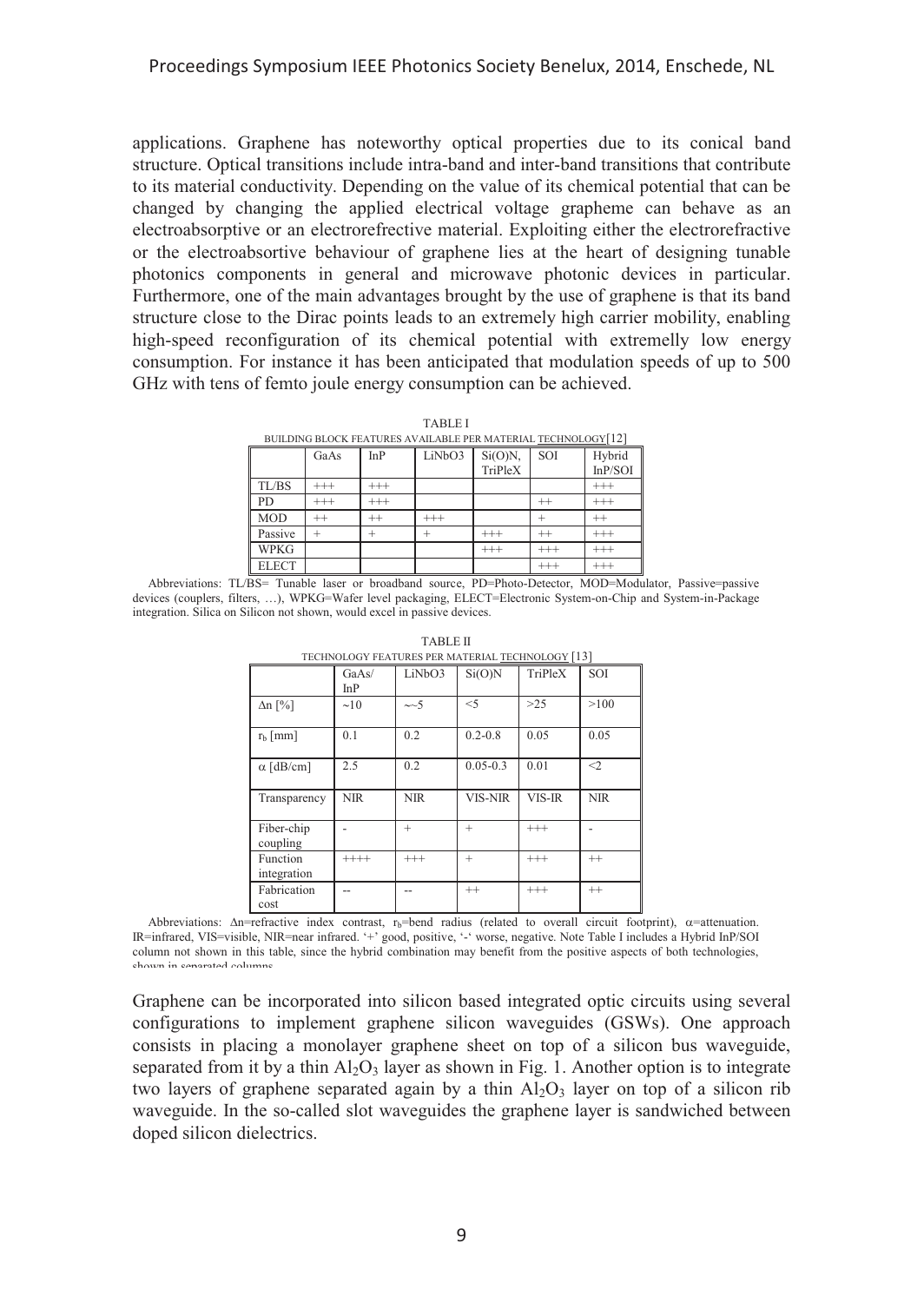applications. Graphene has noteworthy optical properties due to its conical band structure. Optical transitions include intra-band and inter-band transitions that contribute to its material conductivity. Depending on the value of its chemical potential that can be changed by changing the applied electrical voltage grapheme can behave as an electroabsorptive or an electrorefrective material. Exploiting either the electrorefractive or the electroabsortive behaviour of graphene lies at the heart of designing tunable photonics components in general and microwave photonic devices in particular. Furthermore, one of the main advantages brought by the use of graphene is that its band structure close to the Dirac points leads to an extremely high carrier mobility, enabling high-speed reconfiguration of its chemical potential with extremelly low energy consumption. For instance it has been anticipated that modulation speeds of up to 500 GHz with tens of femto joule energy consumption can be achieved.

TABLE I
BUILDING BLOCK FEATURES AVAILABLE PER MATERIAL TECHNOLOGY[12]

| | GaAs | InP | LiNbO3 | Si(O)N, TriPleX | SOI | Hybrid InP/SOI |
|---|---|---|---|---|---|---|
| TL/BS | +++ | +++ | | | | +++ |
| PD | +++ | +++ | | | ++ | +++ |
| MOD | ++ | ++ | +++ | | + | ++ |
| Passive | + | + | + | +++ | ++ | +++ |
| WPKG | | | | +++ | +++ | +++ |
| ELECT | | | | | +++ | +++ |

Abbreviations: TL/BS= Tunable laser or broadband source, PD=Photo-Detector, MOD=Modulator, Passive=passive devices (couplers, filters, …), WPKG=Wafer level packaging, ELECT=Electronic System-on-Chip and System-in-Package integration. Silica on Silicon not shown, would excel in passive devices.

TABLE II
TECHNOLOGY FEATURES PER MATERIAL TECHNOLOGY [13]

| | GaAs/ InP | LiNbO3 | Si(O)N | TriPleX | SOI |
|---|---|---|---|---|---|
| $\Delta n$ [%] | ~10 | ~~5 | <5 | >25 | >100 |
| $r_b$ [mm] | 0.1 | 0.2 | 0.2-0.8 | 0.05 | 0.05 |
| $\alpha$ [dB/cm] | 2.5 | 0.2 | 0.05-0.3 | 0.01 | <2 |
| Transparency | NIR | NIR | VIS-NIR | VIS-IR | NIR |
| Fiber-chip coupling | - | + | + | +++ | - |
| Function integration | ++++ | +++ | + | +++ | ++ |
| Fabrication cost | -- | -- | ++ | +++ | ++ |

Abbreviations: $\Delta n$=refractive index contrast, $r_b$=bend radius (related to overall circuit footprint), $\alpha$=attenuation. IR=infrared, VIS=visible, NIR=near infrared. '+' good, positive, '-' worse, negative. Note Table I includes a Hybrid InP/SOI column not shown in this table, since the hybrid combination may benefit from the positive aspects of both technologies, shown in separated columns.

Graphene can be incorporated into silicon based integrated optic circuits using several configurations to implement graphene silicon waveguides (GSWs). One approach consists in placing a monolayer graphene sheet on top of a silicon bus waveguide, separated from it by a thin $Al_2O_3$ layer as shown in Fig. 1. Another option is to integrate two layers of graphene separated again by a thin $Al_2O_3$ layer on top of a silicon rib waveguide. In the so-called slot waveguides the graphene layer is sandwiched between doped silicon dielectrics.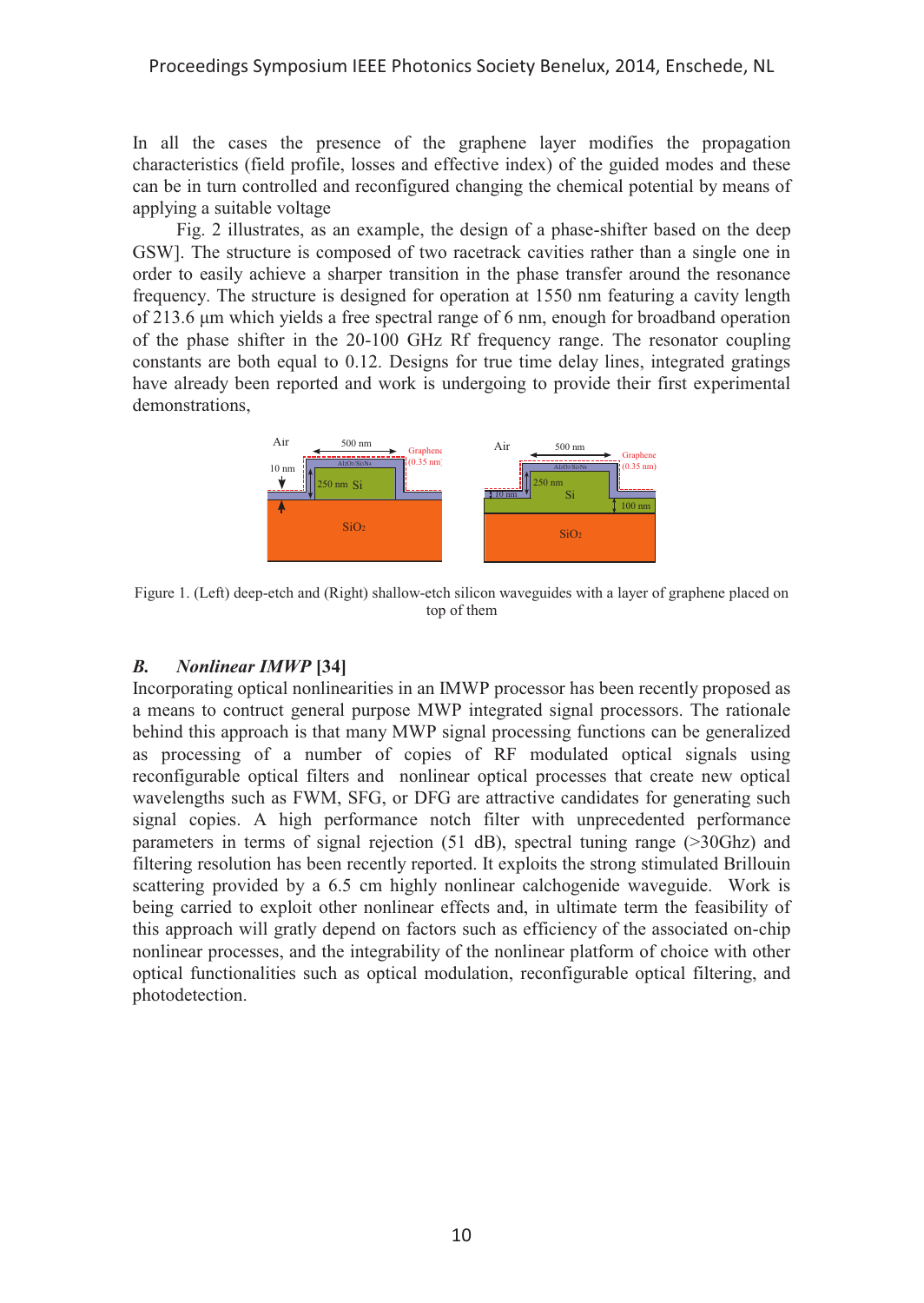In all the cases the presence of the graphene layer modifies the propagation characteristics (field profile, losses and effective index) of the guided modes and these can be in turn controlled and reconfigured changing the chemical potential by means of applying a suitable voltage

Fig. 2 illustrates, as an example, the design of a phase-shifter based on the deep GSW]. The structure is composed of two racetrack cavities rather than a single one in order to easily achieve a sharper transition in the phase transfer around the resonance frequency. The structure is designed for operation at 1550 nm featuring a cavity length of 213.6 µm which yields a free spectral range of 6 nm, enough for broadband operation of the phase shifter in the 20-100 GHz Rf frequency range. The resonator coupling constants are both equal to 0.12. Designs for true time delay lines, integrated gratings have already been reported and work is undergoing to provide their first experimental demonstrations,

Figure 1. (Left) deep-etch and (Right) shallow-etch silicon waveguides with a layer of graphene placed on top of them

### *B. Nonlinear IMWP* [34]

Incorporating optical nonlinearities in an IMWP processor has been recently proposed as a means to contruct general purpose MWP integrated signal processors. The rationale behind this approach is that many MWP signal processing functions can be generalized as processing of a number of copies of RF modulated optical signals using reconfigurable optical filters and nonlinear optical processes that create new optical wavelengths such as FWM, SFG, or DFG are attractive candidates for generating such signal copies. A high performance notch filter with unprecedented performance parameters in terms of signal rejection (51 dB), spectral tuning range (>30Ghz) and filtering resolution has been recently reported. It exploits the strong stimulated Brillouin scattering provided by a 6.5 cm highly nonlinear calchogenide waveguide. Work is being carried to exploit other nonlinear effects and, in ultimate term the feasibility of this approach will gratly depend on factors such as efficiency of the associated on-chip nonlinear processes, and the integrability of the nonlinear platform of choice with other optical functionalities such as optical modulation, reconfigurable optical filtering, and photodetection.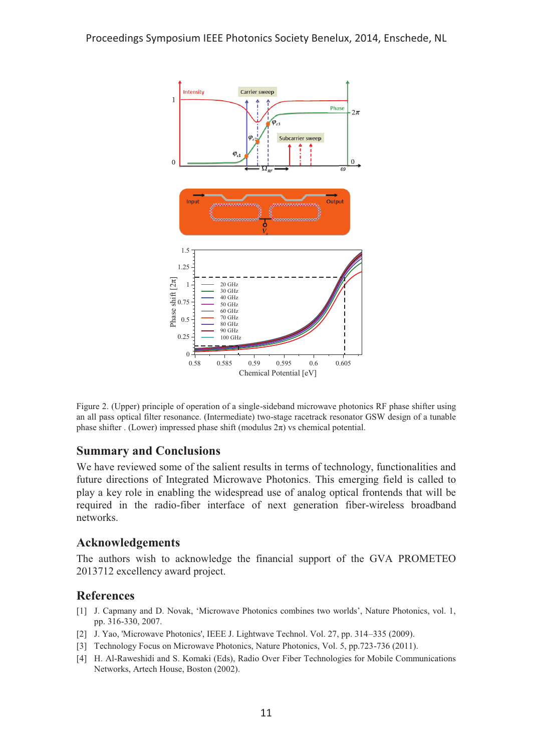Figure 2. (Upper) principle of operation of a single-sideband microwave photonics RF phase shifter using an all pass optical filter resonance. (Intermediate) two-stage racetrack resonator GSW design of a tunable phase shifter . (Lower) impressed phase shift (modulus $2\pi$) vs chemical potential.

## Summary and Conclusions

We have reviewed some of the salient results in terms of technology, functionalities and future directions of Integrated Microwave Photonics. This emerging field is called to play a key role in enabling the widespread use of analog optical frontends that will be required in the radio-fiber interface of next generation fiber-wireless broadband networks.

## Acknowledgements

The authors wish to acknowledge the financial support of the GVA PROMETEO 2013712 excellency award project.

## References

[1] J. Capmany and D. Novak, 'Microwave Photonics combines two worlds', Nature Photonics, vol. 1, pp. 316-330, 2007.

[2] J. Yao, 'Microwave Photonics', IEEE J. Lightwave Technol. Vol. 27, pp. 314–335 (2009).

[3] Technology Focus on Microwave Photonics, Nature Photonics, Vol. 5, pp.723-736 (2011).

[4] H. Al-Raweshidi and S. Komaki (Eds), Radio Over Fiber Technologies for Mobile Communications Networks, Artech House, Boston (2002).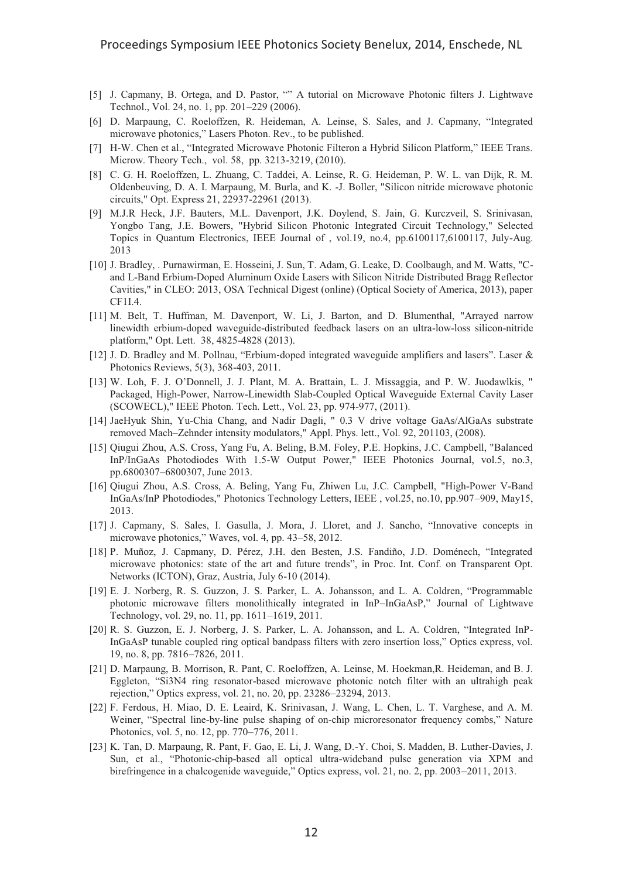[5] J. Capmany, B. Ortega, and D. Pastor, “” A tutorial on Microwave Photonic filters J. Lightwave Technol., Vol. 24, no. 1, pp. 201–229 (2006).

[6] D. Marpaung, C. Roeloffzen, R. Heideman, A. Leinse, S. Sales, and J. Capmany, “Integrated microwave photonics,” Lasers Photon. Rev., to be published.

[7] H-W. Chen et al., “Integrated Microwave Photonic Filteron a Hybrid Silicon Platform,” IEEE Trans. Microw. Theory Tech., vol. 58, pp. 3213-3219, (2010).

[8] C. G. H. Roeloffzen, L. Zhuang, C. Taddei, A. Leinse, R. G. Heideman, P. W. L. van Dijk, R. M. Oldenbeuving, D. A. I. Marpaung, M. Burla, and K. -J. Boller, "Silicon nitride microwave photonic circuits," Opt. Express 21, 22937-22961 (2013).

[9] M.J.R Heck, J.F. Bauters, M.L. Davenport, J.K. Doylend, S. Jain, G. Kurczveil, S. Srinivasan, Yongbo Tang, J.E. Bowers, "Hybrid Silicon Photonic Integrated Circuit Technology," Selected Topics in Quantum Electronics, IEEE Journal of , vol.19, no.4, pp.6100117,6100117, July-Aug. 2013

[10] J. Bradley, . Purnawirman, E. Hosseini, J. Sun, T. Adam, G. Leake, D. Coolbaugh, and M. Watts, "C- and L-Band Erbium-Doped Aluminum Oxide Lasers with Silicon Nitride Distributed Bragg Reflector Cavities," in CLEO: 2013, OSA Technical Digest (online) (Optical Society of America, 2013), paper CF1I.4.

[11] M. Belt, T. Huffman, M. Davenport, W. Li, J. Barton, and D. Blumenthal, "Arrayed narrow linewidth erbium-doped waveguide-distributed feedback lasers on an ultra-low-loss silicon-nitride platform," Opt. Lett. 38, 4825-4828 (2013).

[12] J. D. Bradley and M. Pollnau, “Erbium-doped integrated waveguide amplifiers and lasers”. Laser & Photonics Reviews, 5(3), 368-403, 2011.

[13] W. Loh, F. J. O’Donnell, J. J. Plant, M. A. Brattain, L. J. Missaggia, and P. W. Juodawlkis, " Packaged, High-Power, Narrow-Linewidth Slab-Coupled Optical Waveguide External Cavity Laser (SCOWECL)," IEEE Photon. Tech. Lett., Vol. 23, pp. 974-977, (2011).

[14] JaeHyuk Shin, Yu-Chia Chang, and Nadir Dagli, " 0.3 V drive voltage GaAs/AlGaAs substrate removed Mach–Zehnder intensity modulators," Appl. Phys. lett., Vol. 92, 201103, (2008).

[15] Qiugui Zhou, A.S. Cross, Yang Fu, A. Beling, B.M. Foley, P.E. Hopkins, J.C. Campbell, "Balanced InP/InGaAs Photodiodes With 1.5-W Output Power," IEEE Photonics Journal, vol.5, no.3, pp.6800307–6800307, June 2013.

[16] Qiugui Zhou, A.S. Cross, A. Beling, Yang Fu, Zhiwen Lu, J.C. Campbell, "High-Power V-Band InGaAs/InP Photodiodes," Photonics Technology Letters, IEEE , vol.25, no.10, pp.907–909, May15, 2013.

[17] J. Capmany, S. Sales, I. Gasulla, J. Mora, J. Lloret, and J. Sancho, “Innovative concepts in microwave photonics,” Waves, vol. 4, pp. 43–58, 2012.

[18] P. Muñoz, J. Capmany, D. Pérez, J.H. den Besten, J.S. Fandiño, J.D. Doménech, “Integrated microwave photonics: state of the art and future trends”, in Proc. Int. Conf. on Transparent Opt. Networks (ICTON), Graz, Austria, July 6-10 (2014).

[19] E. J. Norberg, R. S. Guzzon, J. S. Parker, L. A. Johansson, and L. A. Coldren, “Programmable photonic microwave filters monolithically integrated in InP–InGaAsP,” Journal of Lightwave Technology, vol. 29, no. 11, pp. 1611–1619, 2011.

[20] R. S. Guzzon, E. J. Norberg, J. S. Parker, L. A. Johansson, and L. A. Coldren, “Integrated InP-InGaAsP tunable coupled ring optical bandpass filters with zero insertion loss,” Optics express, vol. 19, no. 8, pp. 7816–7826, 2011.

[21] D. Marpaung, B. Morrison, R. Pant, C. Roeloffzen, A. Leinse, M. Hoekman,R. Heideman, and B. J. Eggleton, “Si3N4 ring resonator-based microwave photonic notch filter with an ultrahigh peak rejection,” Optics express, vol. 21, no. 20, pp. 23286–23294, 2013.

[22] F. Ferdous, H. Miao, D. E. Leaird, K. Srinivasan, J. Wang, L. Chen, L. T. Varghese, and A. M. Weiner, “Spectral line-by-line pulse shaping of on-chip microresonator frequency combs,” Nature Photonics, vol. 5, no. 12, pp. 770–776, 2011.

[23] K. Tan, D. Marpaung, R. Pant, F. Gao, E. Li, J. Wang, D.-Y. Choi, S. Madden, B. Luther-Davies, J. Sun, et al., “Photonic-chip-based all optical ultra-wideband pulse generation via XPM and birefringence in a chalcogenide waveguide,” Optics express, vol. 21, no. 2, pp. 2003–2011, 2013.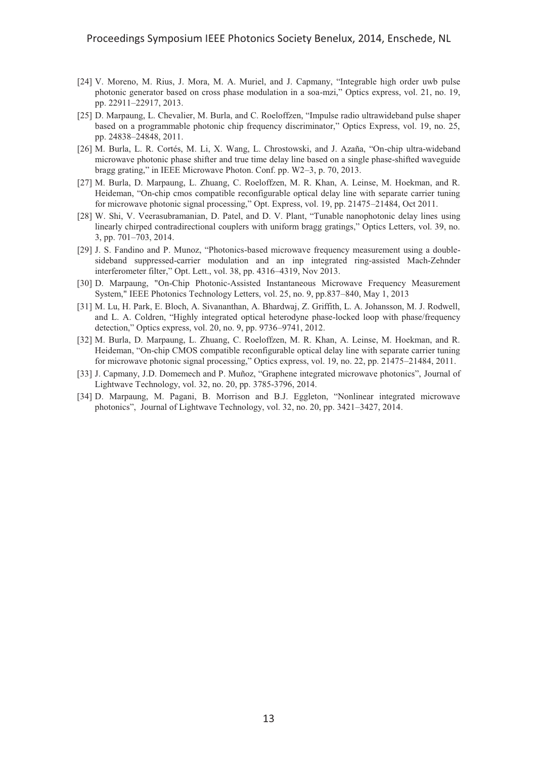[24] V. Moreno, M. Rius, J. Mora, M. A. Muriel, and J. Capmany, "Integrable high order uwb pulse photonic generator based on cross phase modulation in a soa-mzi," Optics express, vol. 21, no. 19, pp. 22911–22917, 2013.

[25] D. Marpaung, L. Chevalier, M. Burla, and C. Roeloffzen, "Impulse radio ultrawideband pulse shaper based on a programmable photonic chip frequency discriminator," Optics Express, vol. 19, no. 25, pp. 24838–24848, 2011.

[26] M. Burla, L. R. Cortés, M. Li, X. Wang, L. Chrostowski, and J. Azaña, "On-chip ultra-wideband microwave photonic phase shifter and true time delay line based on a single phase-shifted waveguide bragg grating," in IEEE Microwave Photon. Conf. pp. W2–3, p. 70, 2013.

[27] M. Burla, D. Marpaung, L. Zhuang, C. Roeloffzen, M. R. Khan, A. Leinse, M. Hoekman, and R. Heideman, "On-chip cmos compatible reconfigurable optical delay line with separate carrier tuning for microwave photonic signal processing," Opt. Express, vol. 19, pp. 21475–21484, Oct 2011.

[28] W. Shi, V. Veerasubramanian, D. Patel, and D. V. Plant, "Tunable nanophotonic delay lines using linearly chirped contradirectional couplers with uniform bragg gratings," Optics Letters, vol. 39, no. 3, pp. 701–703, 2014.

[29] J. S. Fandino and P. Munoz, "Photonics-based microwave frequency measurement using a double-sideband suppressed-carrier modulation and an inp integrated ring-assisted Mach-Zehnder interferometer filter," Opt. Lett., vol. 38, pp. 4316–4319, Nov 2013.

[30] D. Marpaung, "On-Chip Photonic-Assisted Instantaneous Microwave Frequency Measurement System," IEEE Photonics Technology Letters, vol. 25, no. 9, pp.837–840, May 1, 2013

[31] M. Lu, H. Park, E. Bloch, A. Sivananthan, A. Bhardwaj, Z. Griffith, L. A. Johansson, M. J. Rodwell, and L. A. Coldren, "Highly integrated optical heterodyne phase-locked loop with phase/frequency detection," Optics express, vol. 20, no. 9, pp. 9736–9741, 2012.

[32] M. Burla, D. Marpaung, L. Zhuang, C. Roeloffzen, M. R. Khan, A. Leinse, M. Hoekman, and R. Heideman, "On-chip CMOS compatible reconfigurable optical delay line with separate carrier tuning for microwave photonic signal processing," Optics express, vol. 19, no. 22, pp. 21475–21484, 2011.

[33] J. Capmany, J.D. Domemech and P. Muñoz, "Graphene integrated microwave photonics", Journal of Lightwave Technology, vol. 32, no. 20, pp. 3785-3796, 2014.

[34] D. Marpaung, M. Pagani, B. Morrison and B.J. Eggleton, "Nonlinear integrated microwave photonics", Journal of Lightwave Technology, vol. 32, no. 20, pp. 3421–3427, 2014.